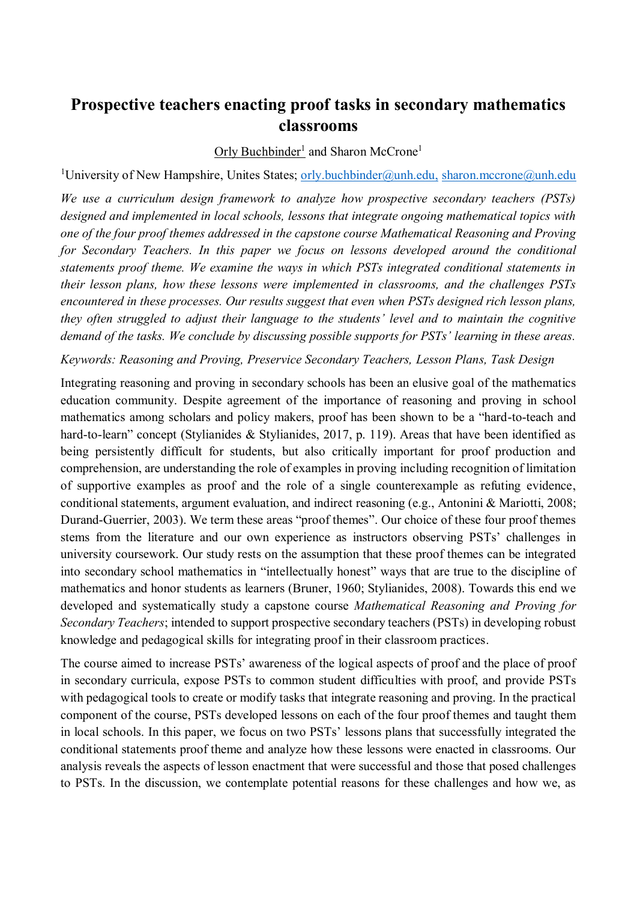# Prospective teachers enacting proof tasks in secondary mathematics classrooms

Orly Buchbinder[1] and Sharon McCrone[1]

[1]University of New Hampshire, Unites States; orly.buchbinder@unh.edu, sharon.mccrone@unh.edu

*We use a curriculum design framework to analyze how prospective secondary teachers (PSTs) designed and implemented in local schools, lessons that integrate ongoing mathematical topics with one of the four proof themes addressed in the capstone course Mathematical Reasoning and Proving for Secondary Teachers. In this paper we focus on lessons developed around the conditional statements proof theme. We examine the ways in which PSTs integrated conditional statements in their lesson plans, how these lessons were implemented in classrooms, and the challenges PSTs encountered in these processes. Our results suggest that even when PSTs designed rich lesson plans, they often struggled to adjust their language to the students' level and to maintain the cognitive demand of the tasks. We conclude by discussing possible supports for PSTs' learning in these areas.*

*Keywords: Reasoning and Proving, Preservice Secondary Teachers, Lesson Plans, Task Design*

Integrating reasoning and proving in secondary schools has been an elusive goal of the mathematics education community. Despite agreement of the importance of reasoning and proving in school mathematics among scholars and policy makers, proof has been shown to be a "hard-to-teach and hard-to-learn" concept (Stylianides & Stylianides, 2017, p. 119). Areas that have been identified as being persistently difficult for students, but also critically important for proof production and comprehension, are understanding the role of examples in proving including recognition of limitation of supportive examples as proof and the role of a single counterexample as refuting evidence, conditional statements, argument evaluation, and indirect reasoning (e.g., Antonini & Mariotti, 2008; Durand-Guerrier, 2003). We term these areas "proof themes". Our choice of these four proof themes stems from the literature and our own experience as instructors observing PSTs' challenges in university coursework. Our study rests on the assumption that these proof themes can be integrated into secondary school mathematics in "intellectually honest" ways that are true to the discipline of mathematics and honor students as learners (Bruner, 1960; Stylianides, 2008). Towards this end we developed and systematically study a capstone course *Mathematical Reasoning and Proving for Secondary Teachers*; intended to support prospective secondary teachers (PSTs) in developing robust knowledge and pedagogical skills for integrating proof in their classroom practices.

The course aimed to increase PSTs' awareness of the logical aspects of proof and the place of proof in secondary curricula, expose PSTs to common student difficulties with proof, and provide PSTs with pedagogical tools to create or modify tasks that integrate reasoning and proving. In the practical component of the course, PSTs developed lessons on each of the four proof themes and taught them in local schools. In this paper, we focus on two PSTs' lessons plans that successfully integrated the conditional statements proof theme and analyze how these lessons were enacted in classrooms. Our analysis reveals the aspects of lesson enactment that were successful and those that posed challenges to PSTs. In the discussion, we contemplate potential reasons for these challenges and how we, as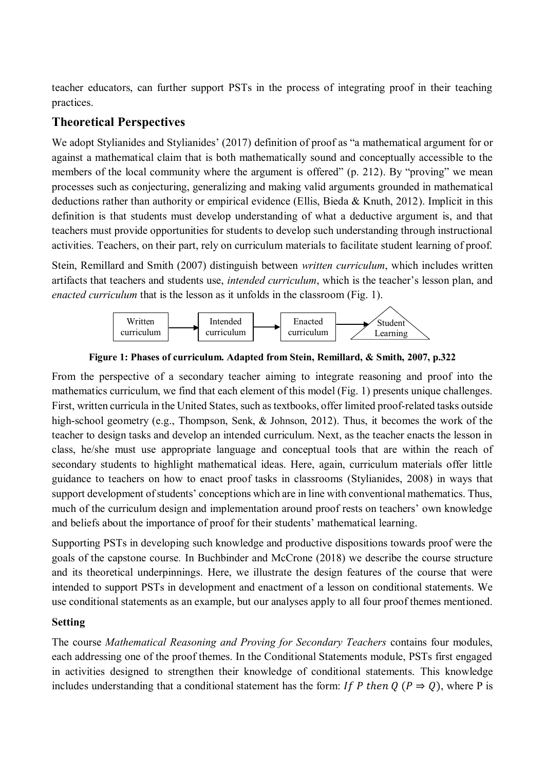teacher educators, can further support PSTs in the process of integrating proof in their teaching practices.

## Theoretical Perspectives

We adopt Stylianides and Stylianides' (2017) definition of proof as "a mathematical argument for or against a mathematical claim that is both mathematically sound and conceptually accessible to the members of the local community where the argument is offered" (p. 212). By "proving" we mean processes such as conjecturing, generalizing and making valid arguments grounded in mathematical deductions rather than authority or empirical evidence (Ellis, Bieda & Knuth, 2012). Implicit in this definition is that students must develop understanding of what a deductive argument is, and that teachers must provide opportunities for students to develop such understanding through instructional activities. Teachers, on their part, rely on curriculum materials to facilitate student learning of proof.

Stein, Remillard and Smith (2007) distinguish between *written curriculum*, which includes written artifacts that teachers and students use, *intended curriculum*, which is the teacher's lesson plan, and *enacted curriculum* that is the lesson as it unfolds in the classroom (Fig. 1).

Written curriculum → Intended curriculum → Enacted curriculum → Student Learning

**Figure 1: Phases of curriculum. Adapted from Stein, Remillard, & Smith, 2007, p.322**

From the perspective of a secondary teacher aiming to integrate reasoning and proof into the mathematics curriculum, we find that each element of this model (Fig. 1) presents unique challenges. First, written curricula in the United States, such as textbooks, offer limited proof-related tasks outside high-school geometry (e.g., Thompson, Senk, & Johnson, 2012). Thus, it becomes the work of the teacher to design tasks and develop an intended curriculum. Next, as the teacher enacts the lesson in class, he/she must use appropriate language and conceptual tools that are within the reach of secondary students to highlight mathematical ideas. Here, again, curriculum materials offer little guidance to teachers on how to enact proof tasks in classrooms (Stylianides, 2008) in ways that support development of students' conceptions which are in line with conventional mathematics. Thus, much of the curriculum design and implementation around proof rests on teachers' own knowledge and beliefs about the importance of proof for their students' mathematical learning.

Supporting PSTs in developing such knowledge and productive dispositions towards proof were the goals of the capstone course. In Buchbinder and McCrone (2018) we describe the course structure and its theoretical underpinnings. Here, we illustrate the design features of the course that were intended to support PSTs in development and enactment of a lesson on conditional statements. We use conditional statements as an example, but our analyses apply to all four proof themes mentioned.

### Setting

The course *Mathematical Reasoning and Proving for Secondary Teachers* contains four modules, each addressing one of the proof themes. In the Conditional Statements module, PSTs first engaged in activities designed to strengthen their knowledge of conditional statements. This knowledge includes understanding that a conditional statement has the form: $If\ P\ then\ Q$ ($P \Rightarrow Q$), where P is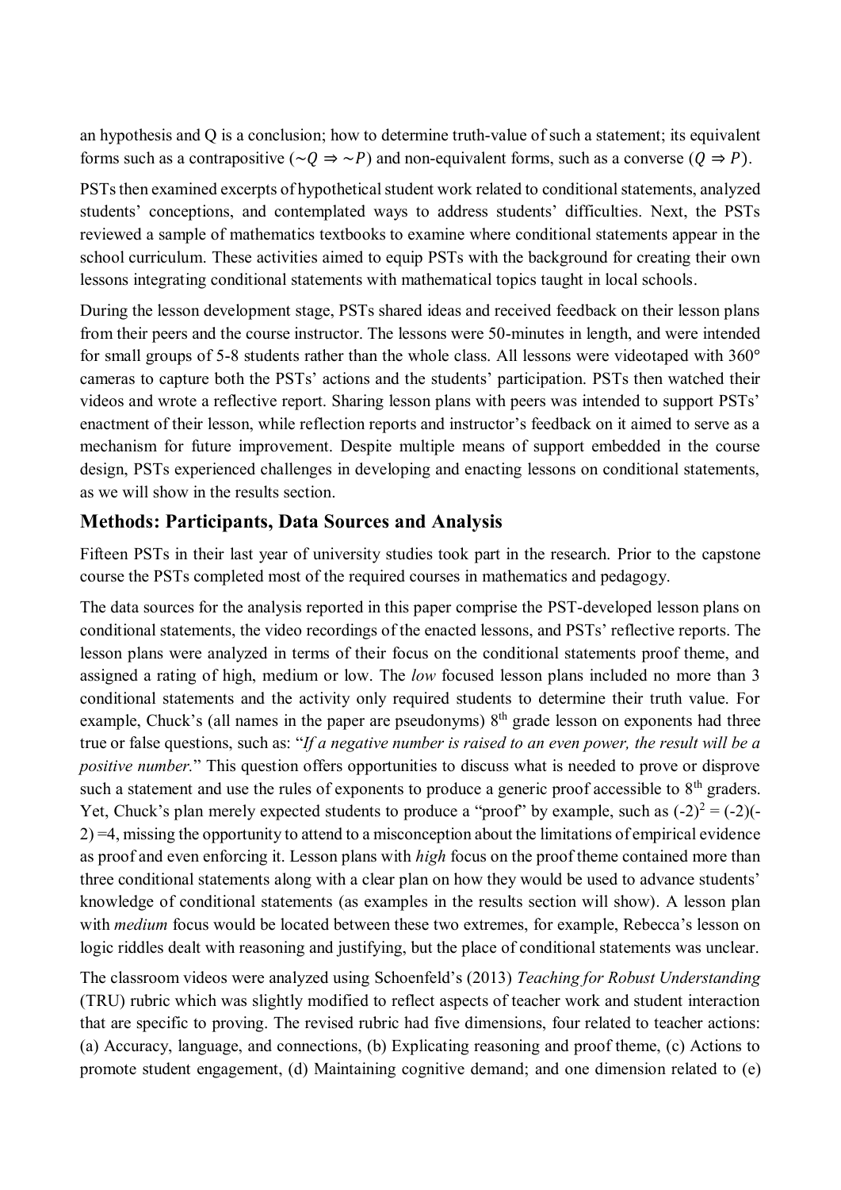an hypothesis and Q is a conclusion; how to determine truth-value of such a statement; its equivalent forms such as a contrapositive ($\sim Q \Rightarrow \sim P$) and non-equivalent forms, such as a converse ($Q \Rightarrow P$).

PSTs then examined excerpts of hypothetical student work related to conditional statements, analyzed students' conceptions, and contemplated ways to address students' difficulties. Next, the PSTs reviewed a sample of mathematics textbooks to examine where conditional statements appear in the school curriculum. These activities aimed to equip PSTs with the background for creating their own lessons integrating conditional statements with mathematical topics taught in local schools.

During the lesson development stage, PSTs shared ideas and received feedback on their lesson plans from their peers and the course instructor. The lessons were 50-minutes in length, and were intended for small groups of 5-8 students rather than the whole class. All lessons were videotaped with 360° cameras to capture both the PSTs' actions and the students' participation. PSTs then watched their videos and wrote a reflective report. Sharing lesson plans with peers was intended to support PSTs' enactment of their lesson, while reflection reports and instructor's feedback on it aimed to serve as a mechanism for future improvement. Despite multiple means of support embedded in the course design, PSTs experienced challenges in developing and enacting lessons on conditional statements, as we will show in the results section.

## Methods: Participants, Data Sources and Analysis

Fifteen PSTs in their last year of university studies took part in the research. Prior to the capstone course the PSTs completed most of the required courses in mathematics and pedagogy.

The data sources for the analysis reported in this paper comprise the PST-developed lesson plans on conditional statements, the video recordings of the enacted lessons, and PSTs' reflective reports. The lesson plans were analyzed in terms of their focus on the conditional statements proof theme, and assigned a rating of high, medium or low. The *low* focused lesson plans included no more than 3 conditional statements and the activity only required students to determine their truth value. For example, Chuck's (all names in the paper are pseudonyms) 8th grade lesson on exponents had three true or false questions, such as: "*If a negative number is raised to an even power, the result will be a positive number.*" This question offers opportunities to discuss what is needed to prove or disprove such a statement and use the rules of exponents to produce a generic proof accessible to 8th graders. Yet, Chuck's plan merely expected students to produce a "proof" by example, such as $(-2)^2 = (-2)(-2) = 4$, missing the opportunity to attend to a misconception about the limitations of empirical evidence as proof and even enforcing it. Lesson plans with *high* focus on the proof theme contained more than three conditional statements along with a clear plan on how they would be used to advance students' knowledge of conditional statements (as examples in the results section will show). A lesson plan with *medium* focus would be located between these two extremes, for example, Rebecca's lesson on logic riddles dealt with reasoning and justifying, but the place of conditional statements was unclear.

The classroom videos were analyzed using Schoenfeld's (2013) *Teaching for Robust Understanding* (TRU) rubric which was slightly modified to reflect aspects of teacher work and student interaction that are specific to proving. The revised rubric had five dimensions, four related to teacher actions: (a) Accuracy, language, and connections, (b) Explicating reasoning and proof theme, (c) Actions to promote student engagement, (d) Maintaining cognitive demand; and one dimension related to (e)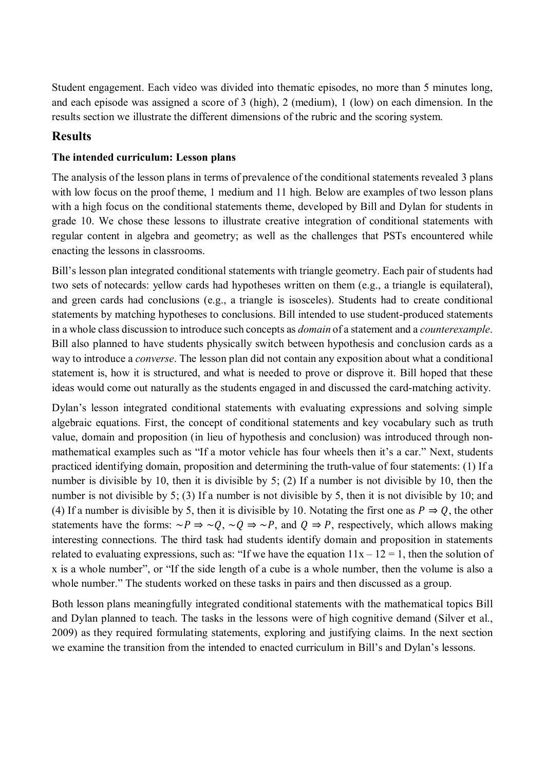Student engagement. Each video was divided into thematic episodes, no more than 5 minutes long, and each episode was assigned a score of 3 (high), 2 (medium), 1 (low) on each dimension. In the results section we illustrate the different dimensions of the rubric and the scoring system.

## Results

### The intended curriculum: Lesson plans

The analysis of the lesson plans in terms of prevalence of the conditional statements revealed 3 plans with low focus on the proof theme, 1 medium and 11 high. Below are examples of two lesson plans with a high focus on the conditional statements theme, developed by Bill and Dylan for students in grade 10. We chose these lessons to illustrate creative integration of conditional statements with regular content in algebra and geometry; as well as the challenges that PSTs encountered while enacting the lessons in classrooms.

Bill's lesson plan integrated conditional statements with triangle geometry. Each pair of students had two sets of notecards: yellow cards had hypotheses written on them (e.g., a triangle is equilateral), and green cards had conclusions (e.g., a triangle is isosceles). Students had to create conditional statements by matching hypotheses to conclusions. Bill intended to use student-produced statements in a whole class discussion to introduce such concepts as *domain* of a statement and a *counterexample*. Bill also planned to have students physically switch between hypothesis and conclusion cards as a way to introduce a *converse*. The lesson plan did not contain any exposition about what a conditional statement is, how it is structured, and what is needed to prove or disprove it. Bill hoped that these ideas would come out naturally as the students engaged in and discussed the card-matching activity.

Dylan's lesson integrated conditional statements with evaluating expressions and solving simple algebraic equations. First, the concept of conditional statements and key vocabulary such as truth value, domain and proposition (in lieu of hypothesis and conclusion) was introduced through non-mathematical examples such as "If a motor vehicle has four wheels then it's a car." Next, students practiced identifying domain, proposition and determining the truth-value of four statements: (1) If a number is divisible by 10, then it is divisible by 5; (2) If a number is not divisible by 10, then the number is not divisible by 5; (3) If a number is not divisible by 5, then it is not divisible by 10; and (4) If a number is divisible by 5, then it is divisible by 10. Notating the first one as $P \Rightarrow Q$, the other statements have the forms: $\sim P \Rightarrow \sim Q$, $\sim Q \Rightarrow \sim P$, and $Q \Rightarrow P$, respectively, which allows making interesting connections. The third task had students identify domain and proposition in statements related to evaluating expressions, such as: "If we have the equation $11x - 12 = 1$, then the solution of x is a whole number", or "If the side length of a cube is a whole number, then the volume is also a whole number." The students worked on these tasks in pairs and then discussed as a group.

Both lesson plans meaningfully integrated conditional statements with the mathematical topics Bill and Dylan planned to teach. The tasks in the lessons were of high cognitive demand (Silver et al., 2009) as they required formulating statements, exploring and justifying claims. In the next section we examine the transition from the intended to enacted curriculum in Bill's and Dylan's lessons.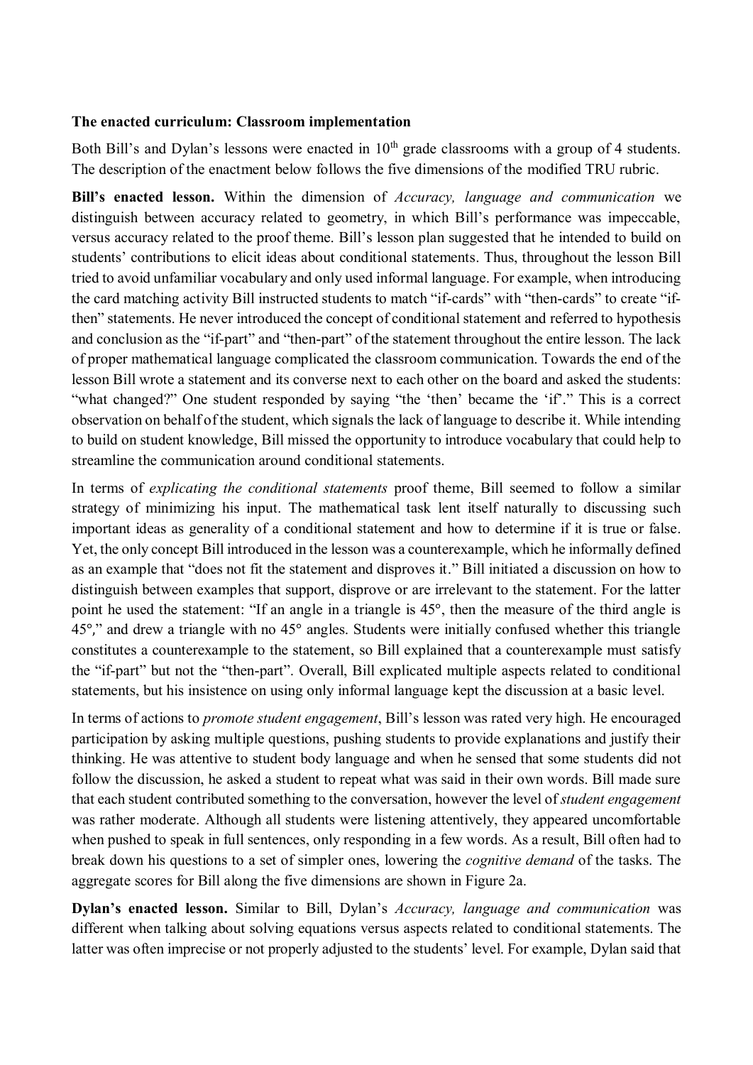**The enacted curriculum: Classroom implementation**

Both Bill's and Dylan's lessons were enacted in 10th grade classrooms with a group of 4 students. The description of the enactment below follows the five dimensions of the modified TRU rubric.

**Bill's enacted lesson.** Within the dimension of *Accuracy, language and communication* we distinguish between accuracy related to geometry, in which Bill's performance was impeccable, versus accuracy related to the proof theme. Bill's lesson plan suggested that he intended to build on students' contributions to elicit ideas about conditional statements. Thus, throughout the lesson Bill tried to avoid unfamiliar vocabulary and only used informal language. For example, when introducing the card matching activity Bill instructed students to match "if-cards" with "then-cards" to create "if-then" statements. He never introduced the concept of conditional statement and referred to hypothesis and conclusion as the "if-part" and "then-part" of the statement throughout the entire lesson. The lack of proper mathematical language complicated the classroom communication. Towards the end of the lesson Bill wrote a statement and its converse next to each other on the board and asked the students: "what changed?" One student responded by saying "the 'then' became the 'if'." This is a correct observation on behalf of the student, which signals the lack of language to describe it. While intending to build on student knowledge, Bill missed the opportunity to introduce vocabulary that could help to streamline the communication around conditional statements.

In terms of *explicating the conditional statements* proof theme, Bill seemed to follow a similar strategy of minimizing his input. The mathematical task lent itself naturally to discussing such important ideas as generality of a conditional statement and how to determine if it is true or false. Yet, the only concept Bill introduced in the lesson was a counterexample, which he informally defined as an example that "does not fit the statement and disproves it." Bill initiated a discussion on how to distinguish between examples that support, disprove or are irrelevant to the statement. For the latter point he used the statement: "If an angle in a triangle is 45°, then the measure of the third angle is 45°," and drew a triangle with no 45° angles. Students were initially confused whether this triangle constitutes a counterexample to the statement, so Bill explained that a counterexample must satisfy the "if-part" but not the "then-part". Overall, Bill explicated multiple aspects related to conditional statements, but his insistence on using only informal language kept the discussion at a basic level.

In terms of actions to *promote student engagement*, Bill's lesson was rated very high. He encouraged participation by asking multiple questions, pushing students to provide explanations and justify their thinking. He was attentive to student body language and when he sensed that some students did not follow the discussion, he asked a student to repeat what was said in their own words. Bill made sure that each student contributed something to the conversation, however the level of *student engagement* was rather moderate. Although all students were listening attentively, they appeared uncomfortable when pushed to speak in full sentences, only responding in a few words. As a result, Bill often had to break down his questions to a set of simpler ones, lowering the *cognitive demand* of the tasks. The aggregate scores for Bill along the five dimensions are shown in Figure 2a.

**Dylan's enacted lesson.** Similar to Bill, Dylan's *Accuracy, language and communication* was different when talking about solving equations versus aspects related to conditional statements. The latter was often imprecise or not properly adjusted to the students' level. For example, Dylan said that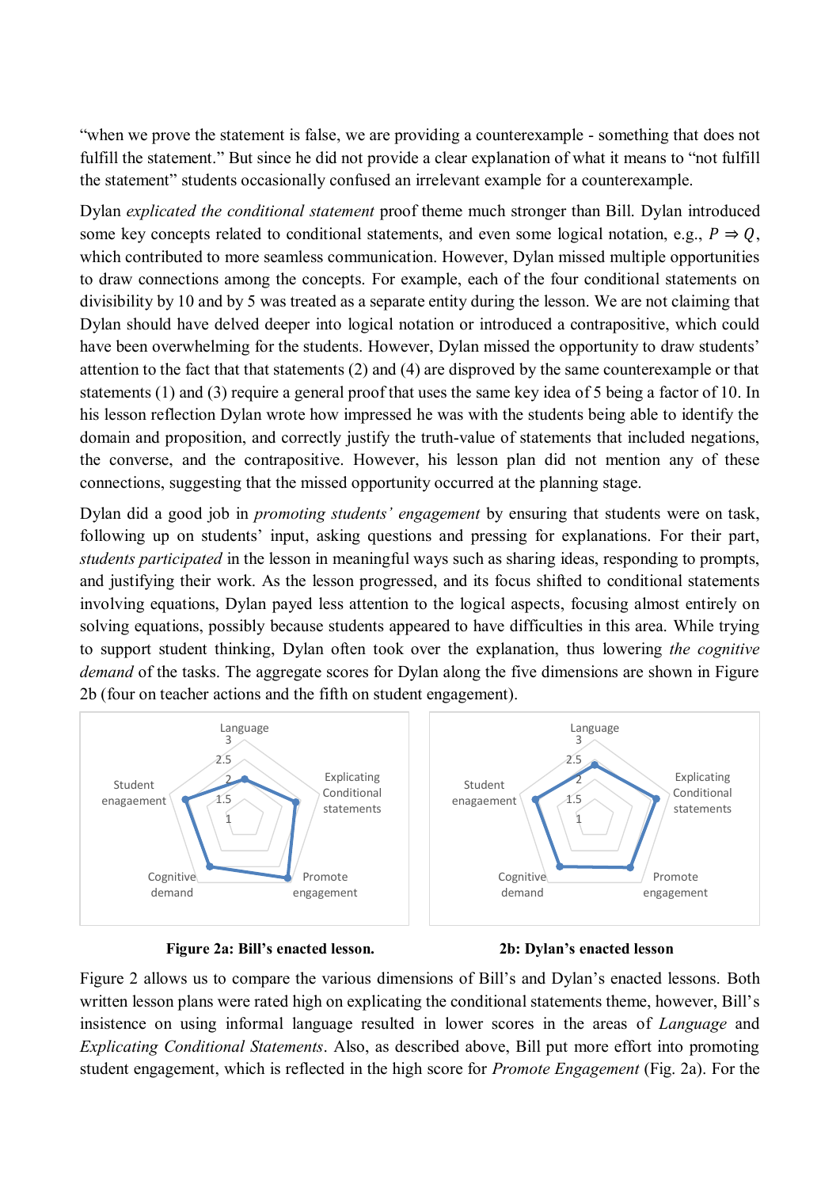"when we prove the statement is false, we are providing a counterexample - something that does not fulfill the statement." But since he did not provide a clear explanation of what it means to "not fulfill the statement" students occasionally confused an irrelevant example for a counterexample.

Dylan *explicated the conditional statement* proof theme much stronger than Bill. Dylan introduced some key concepts related to conditional statements, and even some logical notation, e.g., $P \Rightarrow Q$, which contributed to more seamless communication. However, Dylan missed multiple opportunities to draw connections among the concepts. For example, each of the four conditional statements on divisibility by 10 and by 5 was treated as a separate entity during the lesson. We are not claiming that Dylan should have delved deeper into logical notation or introduced a contrapositive, which could have been overwhelming for the students. However, Dylan missed the opportunity to draw students' attention to the fact that that statements (2) and (4) are disproved by the same counterexample or that statements (1) and (3) require a general proof that uses the same key idea of 5 being a factor of 10. In his lesson reflection Dylan wrote how impressed he was with the students being able to identify the domain and proposition, and correctly justify the truth-value of statements that included negations, the converse, and the contrapositive. However, his lesson plan did not mention any of these connections, suggesting that the missed opportunity occurred at the planning stage.

Dylan did a good job in *promoting students' engagement* by ensuring that students were on task, following up on students' input, asking questions and pressing for explanations. For their part, *students participated* in the lesson in meaningful ways such as sharing ideas, responding to prompts, and justifying their work. As the lesson progressed, and its focus shifted to conditional statements involving equations, Dylan payed less attention to the logical aspects, focusing almost entirely on solving equations, possibly because students appeared to have difficulties in this area. While trying to support student thinking, Dylan often took over the explanation, thus lowering *the cognitive demand* of the tasks. The aggregate scores for Dylan along the five dimensions are shown in Figure 2b (four on teacher actions and the fifth on student engagement).

**Figure 2a: Bill's enacted lesson.**

**2b: Dylan's enacted lesson**

Figure 2 allows us to compare the various dimensions of Bill's and Dylan's enacted lessons. Both written lesson plans were rated high on explicating the conditional statements theme, however, Bill's insistence on using informal language resulted in lower scores in the areas of *Language* and *Explicating Conditional Statements*. Also, as described above, Bill put more effort into promoting student engagement, which is reflected in the high score for *Promote Engagement* (Fig. 2a). For the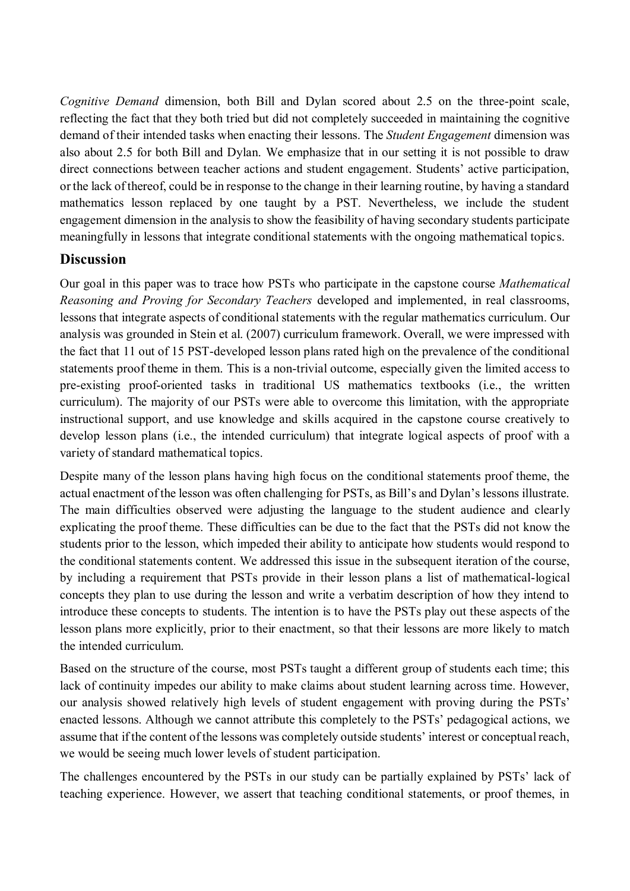*Cognitive Demand* dimension, both Bill and Dylan scored about 2.5 on the three-point scale, reflecting the fact that they both tried but did not completely succeeded in maintaining the cognitive demand of their intended tasks when enacting their lessons. The *Student Engagement* dimension was also about 2.5 for both Bill and Dylan. We emphasize that in our setting it is not possible to draw direct connections between teacher actions and student engagement. Students' active participation, or the lack of thereof, could be in response to the change in their learning routine, by having a standard mathematics lesson replaced by one taught by a PST. Nevertheless, we include the student engagement dimension in the analysis to show the feasibility of having secondary students participate meaningfully in lessons that integrate conditional statements with the ongoing mathematical topics.

## Discussion

Our goal in this paper was to trace how PSTs who participate in the capstone course *Mathematical Reasoning and Proving for Secondary Teachers* developed and implemented, in real classrooms, lessons that integrate aspects of conditional statements with the regular mathematics curriculum. Our analysis was grounded in Stein et al. (2007) curriculum framework. Overall, we were impressed with the fact that 11 out of 15 PST-developed lesson plans rated high on the prevalence of the conditional statements proof theme in them. This is a non-trivial outcome, especially given the limited access to pre-existing proof-oriented tasks in traditional US mathematics textbooks (i.e., the written curriculum). The majority of our PSTs were able to overcome this limitation, with the appropriate instructional support, and use knowledge and skills acquired in the capstone course creatively to develop lesson plans (i.e., the intended curriculum) that integrate logical aspects of proof with a variety of standard mathematical topics.

Despite many of the lesson plans having high focus on the conditional statements proof theme, the actual enactment of the lesson was often challenging for PSTs, as Bill's and Dylan's lessons illustrate. The main difficulties observed were adjusting the language to the student audience and clearly explicating the proof theme. These difficulties can be due to the fact that the PSTs did not know the students prior to the lesson, which impeded their ability to anticipate how students would respond to the conditional statements content. We addressed this issue in the subsequent iteration of the course, by including a requirement that PSTs provide in their lesson plans a list of mathematical-logical concepts they plan to use during the lesson and write a verbatim description of how they intend to introduce these concepts to students. The intention is to have the PSTs play out these aspects of the lesson plans more explicitly, prior to their enactment, so that their lessons are more likely to match the intended curriculum.

Based on the structure of the course, most PSTs taught a different group of students each time; this lack of continuity impedes our ability to make claims about student learning across time. However, our analysis showed relatively high levels of student engagement with proving during the PSTs' enacted lessons. Although we cannot attribute this completely to the PSTs' pedagogical actions, we assume that if the content of the lessons was completely outside students' interest or conceptual reach, we would be seeing much lower levels of student participation.

The challenges encountered by the PSTs in our study can be partially explained by PSTs' lack of teaching experience. However, we assert that teaching conditional statements, or proof themes, in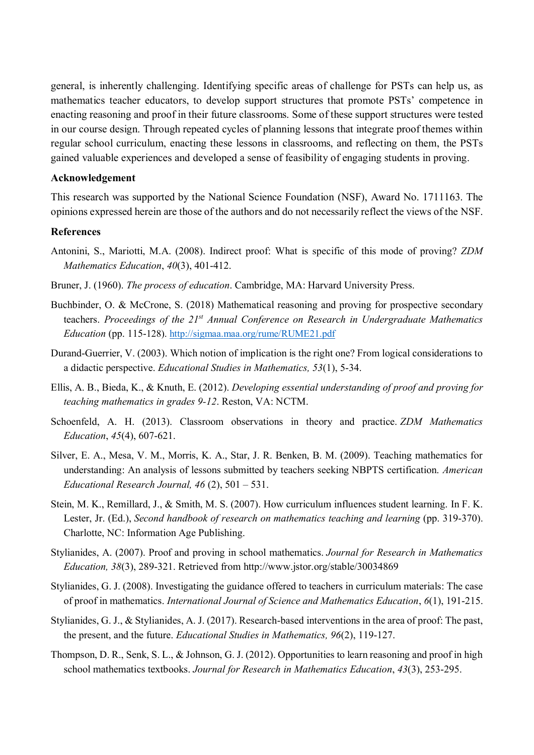general, is inherently challenging. Identifying specific areas of challenge for PSTs can help us, as mathematics teacher educators, to develop support structures that promote PSTs' competence in enacting reasoning and proof in their future classrooms. Some of these support structures were tested in our course design. Through repeated cycles of planning lessons that integrate proof themes within regular school curriculum, enacting these lessons in classrooms, and reflecting on them, the PSTs gained valuable experiences and developed a sense of feasibility of engaging students in proving.

**Acknowledgement**

This research was supported by the National Science Foundation (NSF), Award No. 1711163. The opinions expressed herein are those of the authors and do not necessarily reflect the views of the NSF.

**References**

Antonini, S., Mariotti, M.A. (2008). Indirect proof: What is specific of this mode of proving? *ZDM Mathematics Education*, *40*(3), 401-412.

Bruner, J. (1960). *The process of education*. Cambridge, MA: Harvard University Press.

Buchbinder, O. & McCrone, S. (2018) Mathematical reasoning and proving for prospective secondary teachers. *Proceedings of the 21st Annual Conference on Research in Undergraduate Mathematics Education* (pp. 115-128). http://sigmaa.maa.org/rume/RUME21.pdf

Durand-Guerrier, V. (2003). Which notion of implication is the right one? From logical considerations to a didactic perspective. *Educational Studies in Mathematics, 53*(1), 5-34.

Ellis, A. B., Bieda, K., & Knuth, E. (2012). *Developing essential understanding of proof and proving for teaching mathematics in grades 9-12*. Reston, VA: NCTM.

Schoenfeld, A. H. (2013). Classroom observations in theory and practice. *ZDM Mathematics Education*, *45*(4), 607-621.

Silver, E. A., Mesa, V. M., Morris, K. A., Star, J. R. Benken, B. M. (2009). Teaching mathematics for understanding: An analysis of lessons submitted by teachers seeking NBPTS certification. *American Educational Research Journal, 46* (2), 501 – 531.

Stein, M. K., Remillard, J., & Smith, M. S. (2007). How curriculum influences student learning. In F. K. Lester, Jr. (Ed.), *Second handbook of research on mathematics teaching and learning* (pp. 319-370). Charlotte, NC: Information Age Publishing.

Stylianides, A. (2007). Proof and proving in school mathematics. *Journal for Research in Mathematics Education, 38*(3), 289-321. Retrieved from http://www.jstor.org/stable/30034869

Stylianides, G. J. (2008). Investigating the guidance offered to teachers in curriculum materials: The case of proof in mathematics. *International Journal of Science and Mathematics Education*, *6*(1), 191-215.

Stylianides, G. J., & Stylianides, A. J. (2017). Research-based interventions in the area of proof: The past, the present, and the future. *Educational Studies in Mathematics, 96*(2), 119-127.

Thompson, D. R., Senk, S. L., & Johnson, G. J. (2012). Opportunities to learn reasoning and proof in high school mathematics textbooks. *Journal for Research in Mathematics Education*, *43*(3), 253-295.